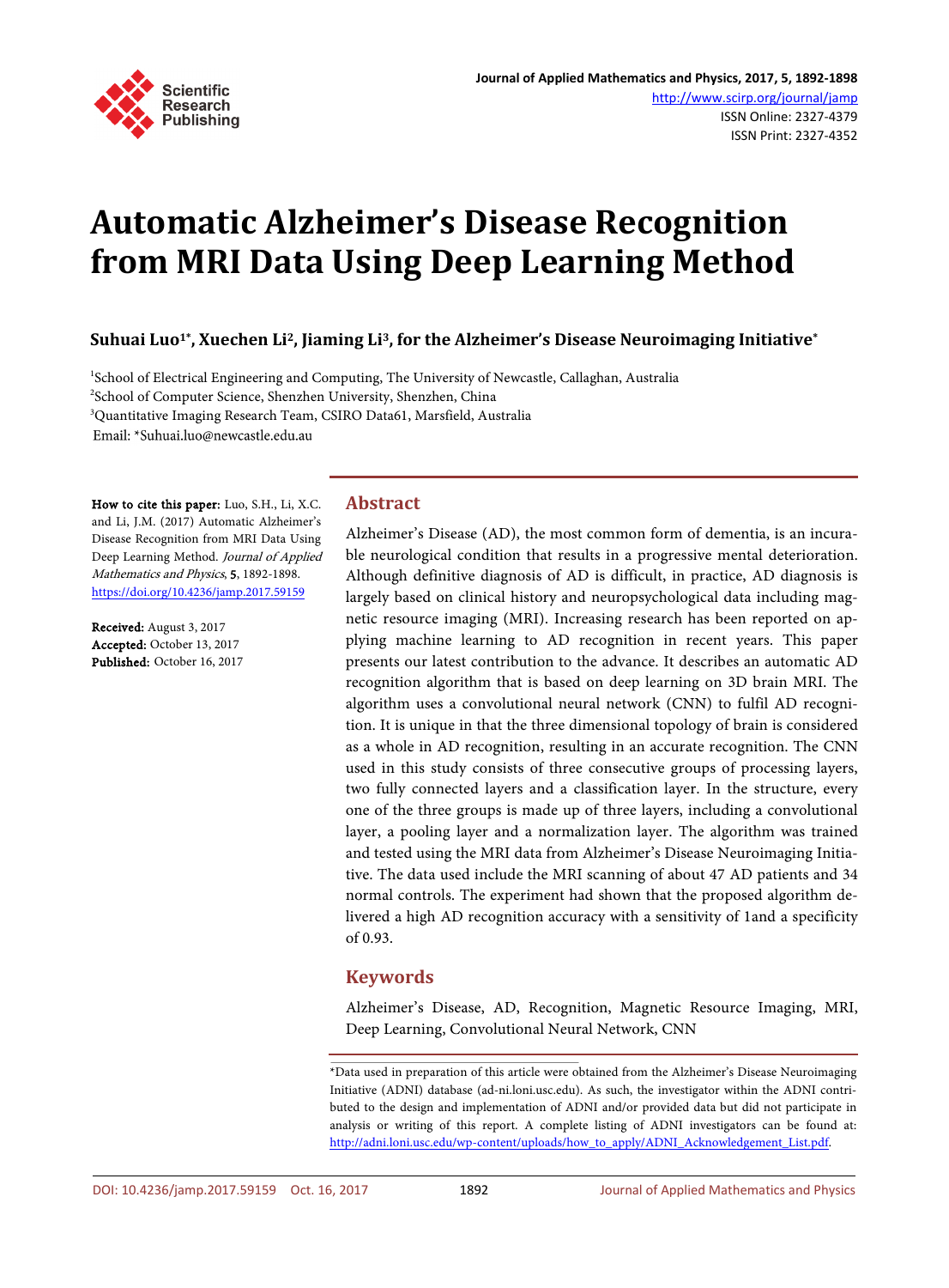# Automatic Alzheimer's Disease Recognition from MRI Data Using Deep Learning Method

**Suhuai Luo[1*], Xuechen Li[2], Jiaming Li[3], for the Alzheimer's Disease Neuroimaging Initiative[*]**

[1]School of Electrical Engineering and Computing, The University of Newcastle, Callaghan, Australia
[2]School of Computer Science, Shenzhen University, Shenzhen, China
[3]Quantitative Imaging Research Team, CSIRO Data61, Marsfield, Australia
Email: *Suhuai.luo@newcastle.edu.au

**How to cite this paper:** Luo, S.H., Li, X.C. and Li, J.M. (2017) Automatic Alzheimer's Disease Recognition from MRI Data Using Deep Learning Method. *Journal of Applied Mathematics and Physics*, **5**, 1892-1898.
https://doi.org/10.4236/jamp.2017.59159

**Received:** August 3, 2017
**Accepted:** October 13, 2017
**Published:** October 16, 2017

## Abstract

Alzheimer's Disease (AD), the most common form of dementia, is an incurable neurological condition that results in a progressive mental deterioration. Although definitive diagnosis of AD is difficult, in practice, AD diagnosis is largely based on clinical history and neuropsychological data including magnetic resource imaging (MRI). Increasing research has been reported on applying machine learning to AD recognition in recent years. This paper presents our latest contribution to the advance. It describes an automatic AD recognition algorithm that is based on deep learning on 3D brain MRI. The algorithm uses a convolutional neural network (CNN) to fulfil AD recognition. It is unique in that the three dimensional topology of brain is considered as a whole in AD recognition, resulting in an accurate recognition. The CNN used in this study consists of three consecutive groups of processing layers, two fully connected layers and a classification layer. In the structure, every one of the three groups is made up of three layers, including a convolutional layer, a pooling layer and a normalization layer. The algorithm was trained and tested using the MRI data from Alzheimer's Disease Neuroimaging Initiative. The data used include the MRI scanning of about 47 AD patients and 34 normal controls. The experiment had shown that the proposed algorithm delivered a high AD recognition accuracy with a sensitivity of 1and a specificity of 0.93.

## Keywords

Alzheimer's Disease, AD, Recognition, Magnetic Resource Imaging, MRI, Deep Learning, Convolutional Neural Network, CNN

*Data used in preparation of this article were obtained from the Alzheimer's Disease Neuroimaging Initiative (ADNI) database (ad-ni.loni.usc.edu). As such, the investigator within the ADNI contributed to the design and implementation of ADNI and/or provided data but did not participate in analysis or writing of this report. A complete listing of ADNI investigators can be found at: http://adni.loni.usc.edu/wp-content/uploads/how_to_apply/ADNI_Acknowledgement_List.pdf.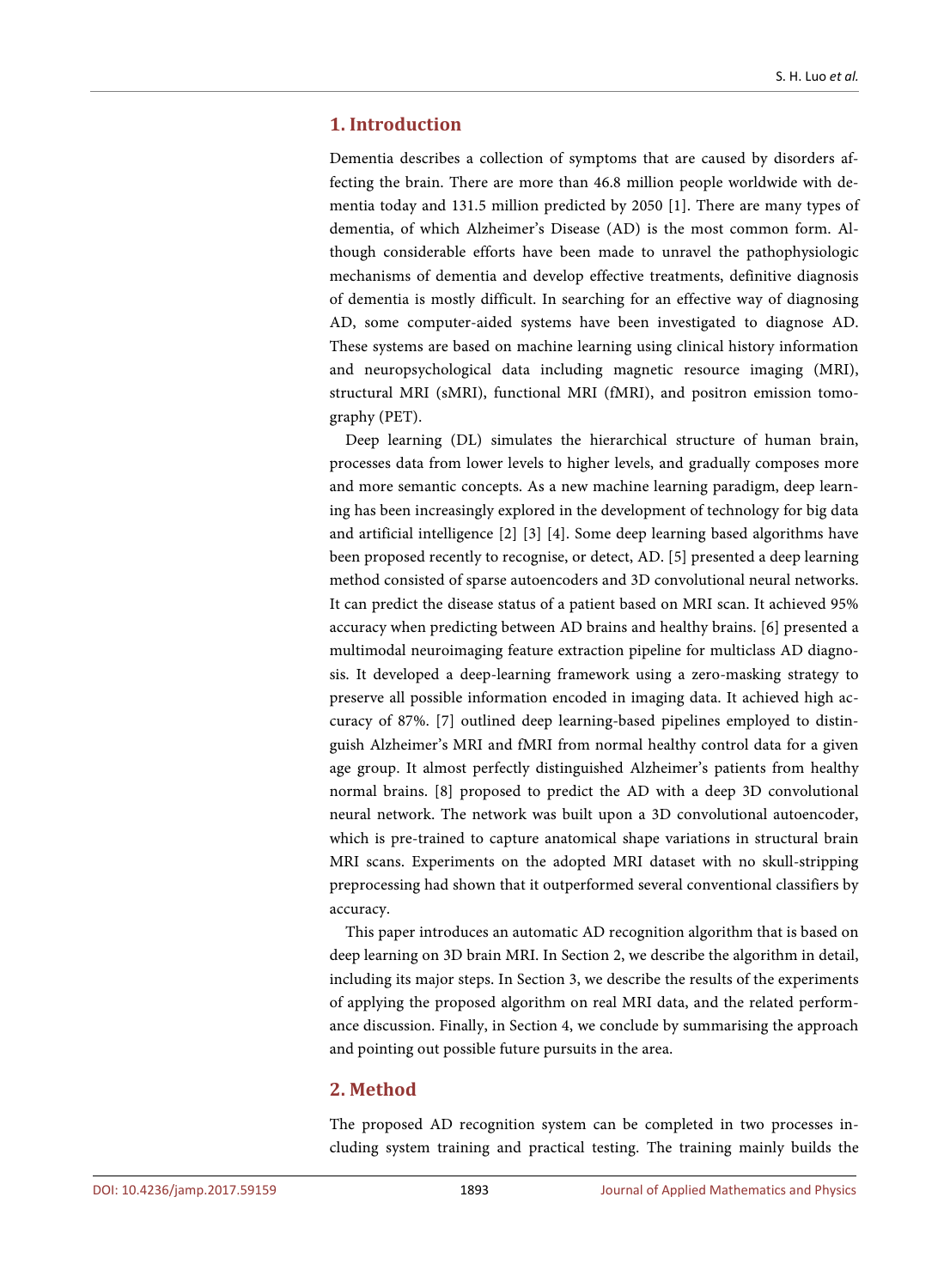## 1. Introduction

Dementia describes a collection of symptoms that are caused by disorders affecting the brain. There are more than 46.8 million people worldwide with dementia today and 131.5 million predicted by 2050 [1]. There are many types of dementia, of which Alzheimer's Disease (AD) is the most common form. Although considerable efforts have been made to unravel the pathophysiologic mechanisms of dementia and develop effective treatments, definitive diagnosis of dementia is mostly difficult. In searching for an effective way of diagnosing AD, some computer-aided systems have been investigated to diagnose AD. These systems are based on machine learning using clinical history information and neuropsychological data including magnetic resource imaging (MRI), structural MRI (sMRI), functional MRI (fMRI), and positron emission tomography (PET).

Deep learning (DL) simulates the hierarchical structure of human brain, processes data from lower levels to higher levels, and gradually composes more and more semantic concepts. As a new machine learning paradigm, deep learning has been increasingly explored in the development of technology for big data and artificial intelligence [2] [3] [4]. Some deep learning based algorithms have been proposed recently to recognise, or detect, AD. [5] presented a deep learning method consisted of sparse autoencoders and 3D convolutional neural networks. It can predict the disease status of a patient based on MRI scan. It achieved 95% accuracy when predicting between AD brains and healthy brains. [6] presented a multimodal neuroimaging feature extraction pipeline for multiclass AD diagnosis. It developed a deep-learning framework using a zero-masking strategy to preserve all possible information encoded in imaging data. It achieved high accuracy of 87%. [7] outlined deep learning-based pipelines employed to distinguish Alzheimer's MRI and fMRI from normal healthy control data for a given age group. It almost perfectly distinguished Alzheimer's patients from healthy normal brains. [8] proposed to predict the AD with a deep 3D convolutional neural network. The network was built upon a 3D convolutional autoencoder, which is pre-trained to capture anatomical shape variations in structural brain MRI scans. Experiments on the adopted MRI dataset with no skull-stripping preprocessing had shown that it outperformed several conventional classifiers by accuracy.

This paper introduces an automatic AD recognition algorithm that is based on deep learning on 3D brain MRI. In Section 2, we describe the algorithm in detail, including its major steps. In Section 3, we describe the results of the experiments of applying the proposed algorithm on real MRI data, and the related performance discussion. Finally, in Section 4, we conclude by summarising the approach and pointing out possible future pursuits in the area.

## 2. Method

The proposed AD recognition system can be completed in two processes including system training and practical testing. The training mainly builds the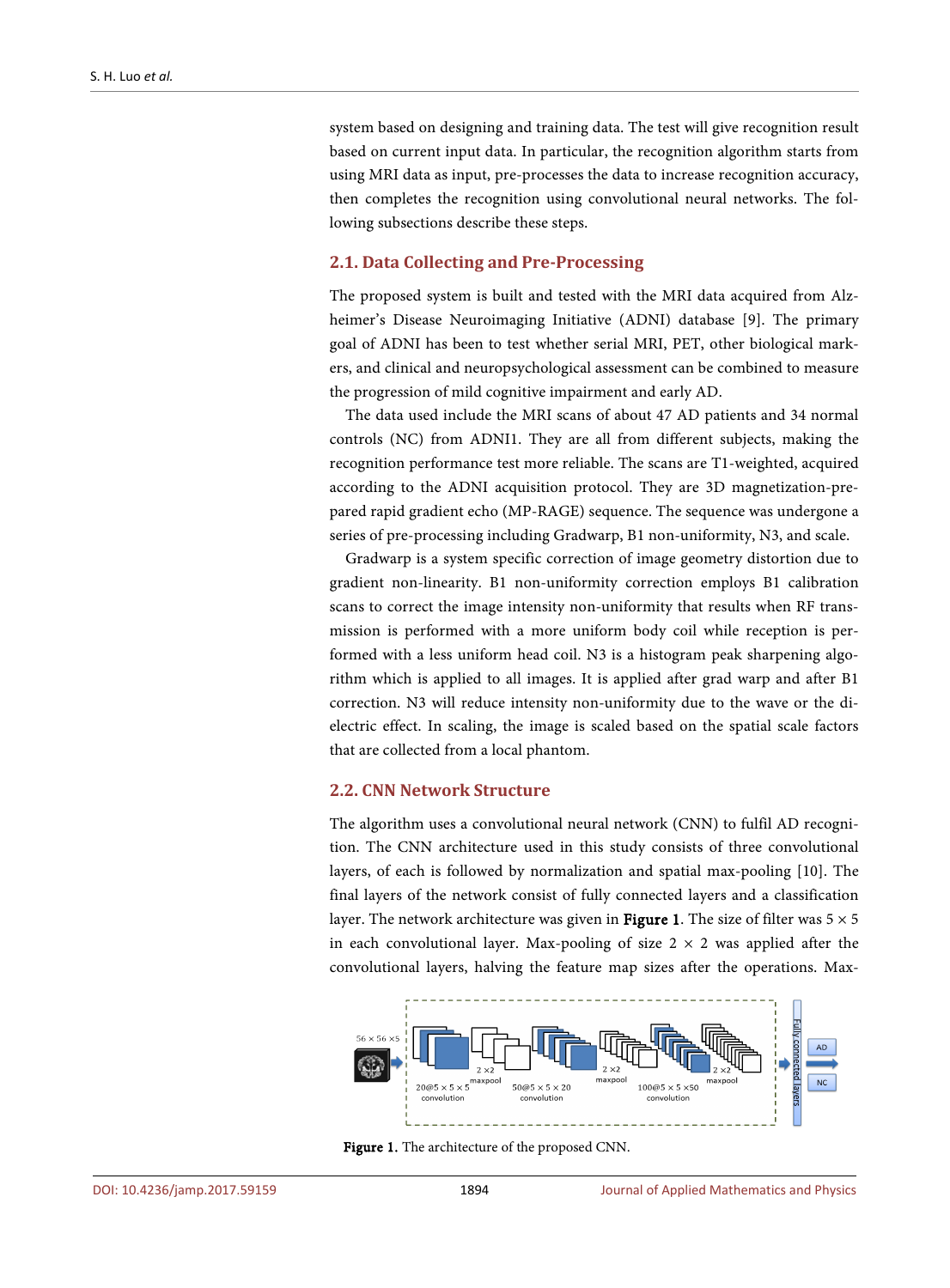system based on designing and training data. The test will give recognition result based on current input data. In particular, the recognition algorithm starts from using MRI data as input, pre-processes the data to increase recognition accuracy, then completes the recognition using convolutional neural networks. The following subsections describe these steps.

## 2.1. Data Collecting and Pre-Processing

The proposed system is built and tested with the MRI data acquired from Alzheimer's Disease Neuroimaging Initiative (ADNI) database [9]. The primary goal of ADNI has been to test whether serial MRI, PET, other biological markers, and clinical and neuropsychological assessment can be combined to measure the progression of mild cognitive impairment and early AD.

The data used include the MRI scans of about 47 AD patients and 34 normal controls (NC) from ADNI1. They are all from different subjects, making the recognition performance test more reliable. The scans are T1-weighted, acquired according to the ADNI acquisition protocol. They are 3D magnetization-prepared rapid gradient echo (MP-RAGE) sequence. The sequence was undergone a series of pre-processing including Gradwarp, B1 non-uniformity, N3, and scale.

Gradwarp is a system specific correction of image geometry distortion due to gradient non-linearity. B1 non-uniformity correction employs B1 calibration scans to correct the image intensity non-uniformity that results when RF transmission is performed with a more uniform body coil while reception is performed with a less uniform head coil. N3 is a histogram peak sharpening algorithm which is applied to all images. It is applied after grad warp and after B1 correction. N3 will reduce intensity non-uniformity due to the wave or the dielectric effect. In scaling, the image is scaled based on the spatial scale factors that are collected from a local phantom.

## 2.2. CNN Network Structure

The algorithm uses a convolutional neural network (CNN) to fulfil AD recognition. The CNN architecture used in this study consists of three convolutional layers, of each is followed by normalization and spatial max-pooling [10]. The final layers of the network consist of fully connected layers and a classification layer. The network architecture was given in **Figure 1**. The size of filter was $5 \times 5$ in each convolutional layer. Max-pooling of size $2 \times 2$ was applied after the convolutional layers, halving the feature map sizes after the operations. Max-

**Figure 1.** The architecture of the proposed CNN.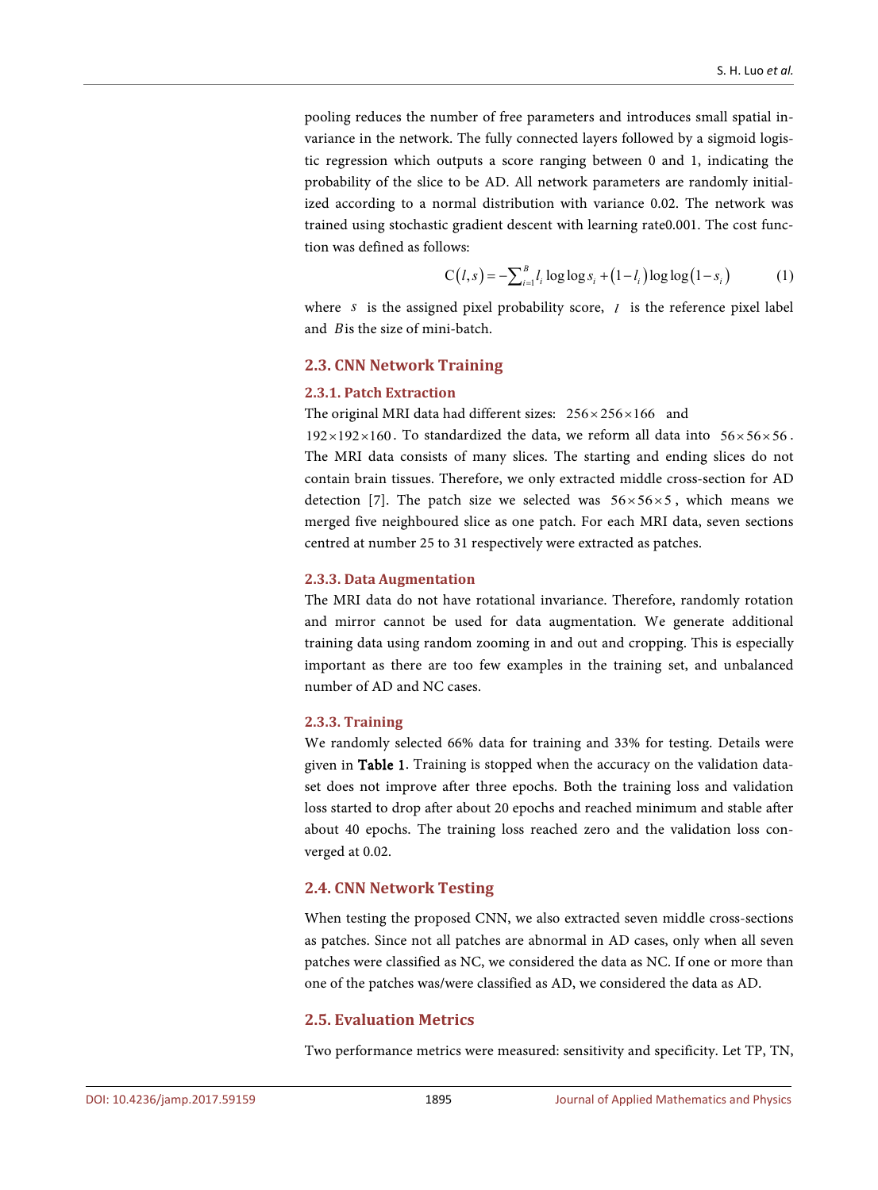pooling reduces the number of free parameters and introduces small spatial invariance in the network. The fully connected layers followed by a sigmoid logistic regression which outputs a score ranging between 0 and 1, indicating the probability of the slice to be AD. All network parameters are randomly initialized according to a normal distribution with variance 0.02. The network was trained using stochastic gradient descent with learning rate0.001. The cost function was defined as follows:

$$C(l,s) = -\sum_{i=1}^{B} l_i \log\log s_i + (1-l_i)\log\log(1-s_i) \tag{1}$$

where $s$ is the assigned pixel probability score, $l$ is the reference pixel label and $B$ is the size of mini-batch.

### 2.3. CNN Network Training

#### 2.3.1. Patch Extraction

The original MRI data had different sizes: $256\times256\times166$ and $192\times192\times160$. To standardized the data, we reform all data into $56\times56\times56$. The MRI data consists of many slices. The starting and ending slices do not contain brain tissues. Therefore, we only extracted middle cross-section for AD detection [7]. The patch size we selected was $56\times56\times5$, which means we merged five neighboured slice as one patch. For each MRI data, seven sections centred at number 25 to 31 respectively were extracted as patches.

#### 2.3.3. Data Augmentation

The MRI data do not have rotational invariance. Therefore, randomly rotation and mirror cannot be used for data augmentation. We generate additional training data using random zooming in and out and cropping. This is especially important as there are too few examples in the training set, and unbalanced number of AD and NC cases.

#### 2.3.3. Training

We randomly selected 66% data for training and 33% for testing. Details were given in **Table 1**. Training is stopped when the accuracy on the validation dataset does not improve after three epochs. Both the training loss and validation loss started to drop after about 20 epochs and reached minimum and stable after about 40 epochs. The training loss reached zero and the validation loss converged at 0.02.

### 2.4. CNN Network Testing

When testing the proposed CNN, we also extracted seven middle cross-sections as patches. Since not all patches are abnormal in AD cases, only when all seven patches were classified as NC, we considered the data as NC. If one or more than one of the patches was/were classified as AD, we considered the data as AD.

### 2.5. Evaluation Metrics

Two performance metrics were measured: sensitivity and specificity. Let TP, TN,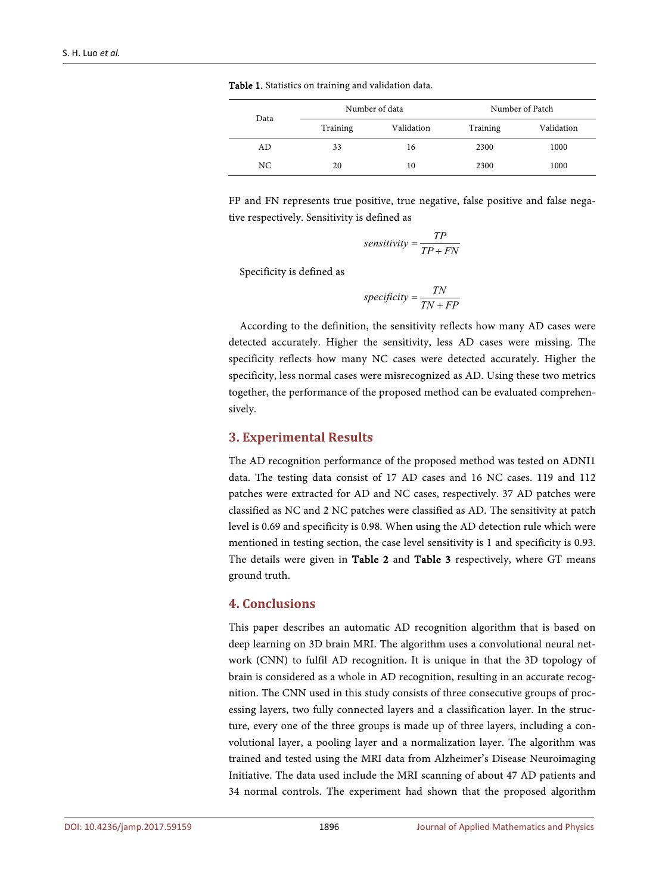**Table 1.** Statistics on training and validation data.

| Data | Number of data | | Number of Patch | |
|---|---|---|---|---|
| | Training | Validation | Training | Validation |
| AD | 33 | 16 | 2300 | 1000 |
| NC | 20 | 10 | 2300 | 1000 |

FP and FN represents true positive, true negative, false positive and false negative respectively. Sensitivity is defined as

$$sensitivity = \frac{TP}{TP + FN}$$

Specificity is defined as

$$specificity = \frac{TN}{TN + FP}$$

According to the definition, the sensitivity reflects how many AD cases were detected accurately. Higher the sensitivity, less AD cases were missing. The specificity reflects how many NC cases were detected accurately. Higher the specificity, less normal cases were misrecognized as AD. Using these two metrics together, the performance of the proposed method can be evaluated comprehensively.

## 3. Experimental Results

The AD recognition performance of the proposed method was tested on ADNI1 data. The testing data consist of 17 AD cases and 16 NC cases. 119 and 112 patches were extracted for AD and NC cases, respectively. 37 AD patches were classified as NC and 2 NC patches were classified as AD. The sensitivity at patch level is 0.69 and specificity is 0.98. When using the AD detection rule which were mentioned in testing section, the case level sensitivity is 1 and specificity is 0.93. The details were given in **Table 2** and **Table 3** respectively, where GT means ground truth.

## 4. Conclusions

This paper describes an automatic AD recognition algorithm that is based on deep learning on 3D brain MRI. The algorithm uses a convolutional neural network (CNN) to fulfil AD recognition. It is unique in that the 3D topology of brain is considered as a whole in AD recognition, resulting in an accurate recognition. The CNN used in this study consists of three consecutive groups of processing layers, two fully connected layers and a classification layer. In the structure, every one of the three groups is made up of three layers, including a convolutional layer, a pooling layer and a normalization layer. The algorithm was trained and tested using the MRI data from Alzheimer's Disease Neuroimaging Initiative. The data used include the MRI scanning of about 47 AD patients and 34 normal controls. The experiment had shown that the proposed algorithm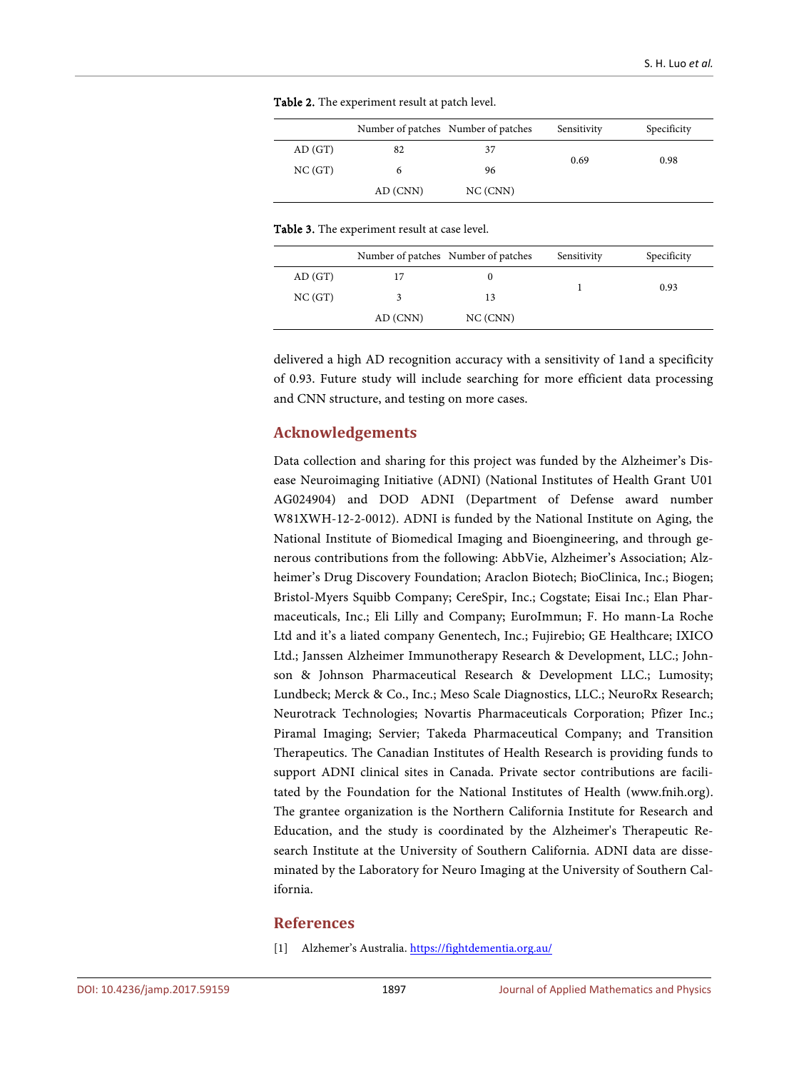**Table 2.** The experiment result at patch level.

| | Number of patches | Number of patches | Sensitivity | Specificity |
|---|---|---|---|---|
| AD (GT) | 82 | 37 | 0.69 | 0.98 |
| NC (GT) | 6 | 96 | | |
| | AD (CNN) | NC (CNN) | | |

**Table 3.** The experiment result at case level.

| | Number of patches | Number of patches | Sensitivity | Specificity |
|---|---|---|---|---|
| AD (GT) | 17 | 0 | 1 | 0.93 |
| NC (GT) | 3 | 13 | | |
| | AD (CNN) | NC (CNN) | | |

delivered a high AD recognition accuracy with a sensitivity of 1and a specificity of 0.93. Future study will include searching for more efficient data processing and CNN structure, and testing on more cases.

## Acknowledgements

Data collection and sharing for this project was funded by the Alzheimer's Disease Neuroimaging Initiative (ADNI) (National Institutes of Health Grant U01 AG024904) and DOD ADNI (Department of Defense award number W81XWH-12-2-0012). ADNI is funded by the National Institute on Aging, the National Institute of Biomedical Imaging and Bioengineering, and through generous contributions from the following: AbbVie, Alzheimer's Association; Alzheimer's Drug Discovery Foundation; Araclon Biotech; BioClinica, Inc.; Biogen; Bristol-Myers Squibb Company; CereSpir, Inc.; Cogstate; Eisai Inc.; Elan Pharmaceuticals, Inc.; Eli Lilly and Company; EuroImmun; F. Ho mann-La Roche Ltd and it's a liated company Genentech, Inc.; Fujirebio; GE Healthcare; IXICO Ltd.; Janssen Alzheimer Immunotherapy Research & Development, LLC.; Johnson & Johnson Pharmaceutical Research & Development LLC.; Lumosity; Lundbeck; Merck & Co., Inc.; Meso Scale Diagnostics, LLC.; NeuroRx Research; Neurotrack Technologies; Novartis Pharmaceuticals Corporation; Pfizer Inc.; Piramal Imaging; Servier; Takeda Pharmaceutical Company; and Transition Therapeutics. The Canadian Institutes of Health Research is providing funds to support ADNI clinical sites in Canada. Private sector contributions are facilitated by the Foundation for the National Institutes of Health (www.fnih.org). The grantee organization is the Northern California Institute for Research and Education, and the study is coordinated by the Alzheimer's Therapeutic Research Institute at the University of Southern California. ADNI data are disseminated by the Laboratory for Neuro Imaging at the University of Southern California.

## References

[1] Alzhemer's Australia. https://fightdementia.org.au/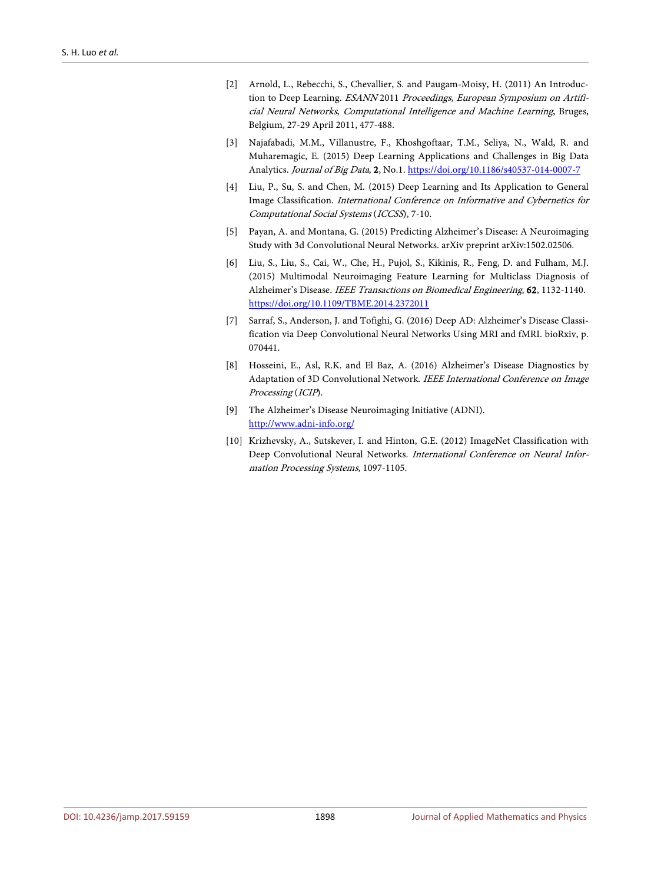[2] Arnold, L., Rebecchi, S., Chevallier, S. and Paugam-Moisy, H. (2011) An Introduction to Deep Learning. *ESANN* 2011 *Proceedings*, *European Symposium on Artificial Neural Networks*, *Computational Intelligence and Machine Learning*, Bruges, Belgium, 27-29 April 2011, 477-488.

[3] Najafabadi, M.M., Villanustre, F., Khoshgoftaar, T.M., Seliya, N., Wald, R. and Muharemagic, E. (2015) Deep Learning Applications and Challenges in Big Data Analytics. *Journal of Big Data*, **2**, No.1. https://doi.org/10.1186/s40537-014-0007-7

[4] Liu, P., Su, S. and Chen, M. (2015) Deep Learning and Its Application to General Image Classification. *International Conference on Informative and Cybernetics for Computational Social Systems* (*ICCSS*), 7-10.

[5] Payan, A. and Montana, G. (2015) Predicting Alzheimer's Disease: A Neuroimaging Study with 3d Convolutional Neural Networks. arXiv preprint arXiv:1502.02506.

[6] Liu, S., Liu, S., Cai, W., Che, H., Pujol, S., Kikinis, R., Feng, D. and Fulham, M.J. (2015) Multimodal Neuroimaging Feature Learning for Multiclass Diagnosis of Alzheimer's Disease. *IEEE Transactions on Biomedical Engineering*, **62**, 1132-1140. https://doi.org/10.1109/TBME.2014.2372011

[7] Sarraf, S., Anderson, J. and Tofighi, G. (2016) Deep AD: Alzheimer's Disease Classification via Deep Convolutional Neural Networks Using MRI and fMRI. bioRxiv, p. 070441.

[8] Hosseini, E., Asl, R.K. and El Baz, A. (2016) Alzheimer's Disease Diagnostics by Adaptation of 3D Convolutional Network. *IEEE International Conference on Image Processing* (*ICIP*).

[9] The Alzheimer's Disease Neuroimaging Initiative (ADNI). http://www.adni-info.org/

[10] Krizhevsky, A., Sutskever, I. and Hinton, G.E. (2012) ImageNet Classification with Deep Convolutional Neural Networks. *International Conference on Neural Information Processing Systems*, 1097-1105.